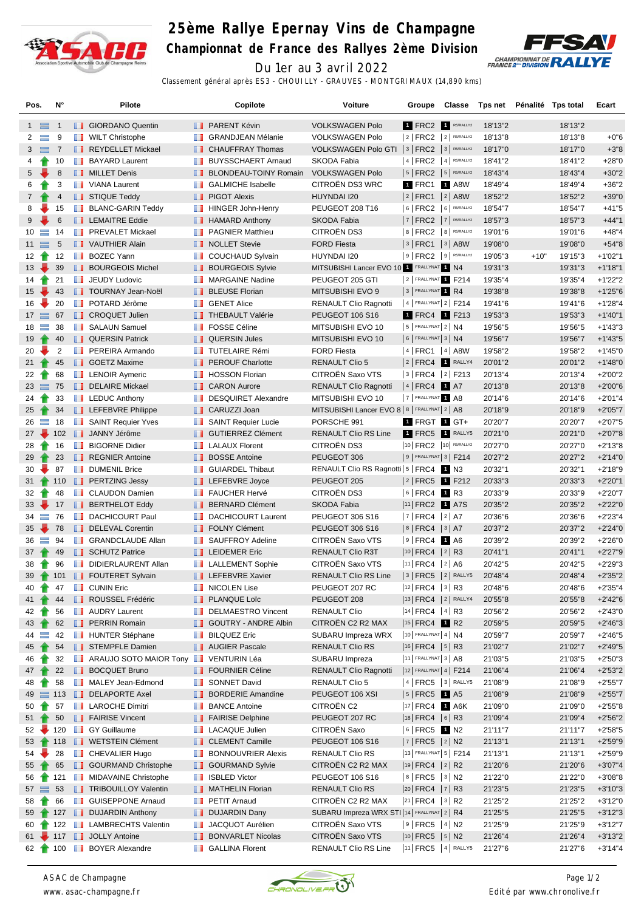# 25ème Rallye Epernay Vins de Champagne

## Championnat de France des Rallyes 2ème Division

Du 1er au 3 avril 2022

Classement général après ES3 - CHOUILLY - GRAUVES - MONTGRIMAUX (14,890 kms)

| Pos. | N° | Pilote | Copilote | Voiture | Groupe | Classe | Tps net | Pénalité | Tps total | Ecart |
|---|---|---|---|---|---|---|---|---|---|---|
| 1 | 1 | GIORDANO Quentin | PARENT Kévin | VOLKSWAGEN Polo | 1 FRC2 | 1 R5/RALLY2 | 18'13"2 | | 18'13"2 | |
| 2 | 9 | WILT Christophe | GRANDJEAN Mélanie | VOLKSWAGEN Polo | 2 FRC2 | 2 R5/RALLY2 | 18'13"8 | | 18'13"8 | +0"6 |
| 3 | 7 | REYDELLET Mickael | CHAUFFRAY Thomas | VOLKSWAGEN Polo GTI | 3 FRC2 | 3 R5/RALLY2 | 18'17"0 | | 18'17"0 | +3"8 |
| 4 | 10 | BAYARD Laurent | BUYSSCHAERT Arnaud | SKODA Fabia | 4 FRC2 | 4 R5/RALLY2 | 18'41"2 | | 18'41"2 | +28"0 |
| 5 | 8 | MILLET Denis | BLONDEAU-TOINY Romain | VOLKSWAGEN Polo | 5 FRC2 | 5 R5/RALLY2 | 18'43"4 | | 18'43"4 | +30"2 |
| 6 | 3 | VIANA Laurent | GALMICHE Isabelle | CITROËN DS3 WRC | 1 FRC1 | 1 A8W | 18'49"4 | | 18'49"4 | +36"2 |
| 7 | 4 | STIQUE Teddy | PIGOT Alexis | HUYNDAI I20 | 2 FRC1 | 2 A8W | 18'52"2 | | 18'52"2 | +39"0 |
| 8 | 15 | BLANC-GARIN Teddy | HINGER John-Henry | PEUGEOT 208 T16 | 6 FRC2 | 6 R5/RALLY2 | 18'54"7 | | 18'54"7 | +41"5 |
| 9 | 6 | LEMAITRE Eddie | HAMARD Anthony | SKODA Fabia | 7 FRC2 | 7 R5/RALLY2 | 18'57"3 | | 18'57"3 | +44"1 |
| 10 | 14 | PREVALET Mickael | PAGNIER Matthieu | CITROËN DS3 | 8 FRC2 | 8 R5/RALLY2 | 19'01"6 | | 19'01"6 | +48"4 |
| 11 | 5 | VAUTHIER Alain | NOLLET Stevie | FORD Fiesta | 3 FRC1 | 3 A8W | 19'08"0 | | 19'08"0 | +54"8 |
| 12 | 12 | BOZEC Yann | COUCHAUD Sylvain | HUYNDAI I20 | 9 FRC2 | 9 R5/RALLY2 | 19'05"3 | +10" | 19'15"3 | +1'02"1 |
| 13 | 39 | BOURGEOIS Michel | BOURGEOIS Sylvie | MITSUBISHI Lancer EVO 10 | 1 FRALLYNAT | 1 N4 | 19'31"3 | | 19'31"3 | +1'18"1 |
| 14 | 21 | JEUDY Ludovic | MARGAINE Nadine | PEUGEOT 205 GTI | 2 FRALLYNAT | 1 F214 | 19'35"4 | | 19'35"4 | +1'22"2 |
| 15 | 43 | TOURNAY Jean-Noël | BLEUSE Florian | MITSUBISHI EVO 9 | 3 FRALLYNAT | 1 R4 | 19'38"8 | | 19'38"8 | +1'25"6 |
| 16 | 20 | POTARD Jérôme | GENET Alice | RENAULT Clio Ragnotti | 4 FRALLYNAT | 2 F214 | 19'41"6 | | 19'41"6 | +1'28"4 |
| 17 | 67 | CROQUET Julien | THEBAULT Valérie | PEUGEOT 106 S16 | 1 FRC4 | 1 F213 | 19'53"3 | | 19'53"3 | +1'40"1 |
| 18 | 38 | SALAUN Samuel | FOSSE Céline | MITSUBISHI EVO 10 | 5 FRALLYNAT | 2 N4 | 19'56"5 | | 19'56"5 | +1'43"3 |
| 19 | 40 | QUERSIN Patrick | QUERSIN Jules | MITSUBISHI EVO 10 | 6 FRALLYNAT | 3 N4 | 19'56"7 | | 19'56"7 | +1'43"5 |
| 20 | 2 | PEREIRA Armando | TUTELAIRE Rémi | FORD Fiesta | 4 FRC1 | 4 A8W | 19'58"2 | | 19'58"2 | +1'45"0 |
| 21 | 45 | GOETZ Maxime | PEROUF Charlotte | RENAULT Clio 5 | 2 FRC4 | 1 RALLY4 | 20'01"2 | | 20'01"2 | +1'48"0 |
| 22 | 68 | LENOIR Aymeric | HOSSON Florian | CITROËN Saxo VTS | 3 FRC4 | 2 F213 | 20'13"4 | | 20'13"4 | +2'00"2 |
| 23 | 75 | DELAIRE Mickael | CARON Aurore | RENAULT Clio Ragnotti | 4 FRC4 | 1 A7 | 20'13"8 | | 20'13"8 | +2'00"6 |
| 24 | 33 | LEDUC Anthony | DESQUIRET Alexandre | MITSUBISHI EVO 10 | 7 FRALLYNAT | 1 A8 | 20'14"6 | | 20'14"6 | +2'01"4 |
| 25 | 34 | LEFEBVRE Philippe | CARUZZI Joan | MITSUBISHI Lancer EVO 8 | 8 FRALLYNAT | 2 A8 | 20'18"9 | | 20'18"9 | +2'05"7 |
| 26 | 18 | SAINT Requier Yves | SAINT Requier Lucie | PORSCHE 991 | 1 FRGT | 1 GT+ | 20'20"7 | | 20'20"7 | +2'07"5 |
| 27 | 102 | JANNY Jérôme | GUTIERREZ Clément | RENAULT Clio RS Line | 1 FRC5 | 1 RALLY5 | 20'21"0 | | 20'21"0 | +2'07"8 |
| 28 | 16 | BIGORNE Didier | LALAUX Florent | CITROËN DS3 | 10 FRC2 | 10 R5/RALLY2 | 20'27"0 | | 20'27"0 | +2'13"8 |
| 29 | 23 | REGNIER Antoine | BOSSE Antoine | PEUGEOT 306 | 9 FRALLYNAT | 3 F214 | 20'27"2 | | 20'27"2 | +2'14"0 |
| 30 | 87 | DUMENIL Brice | GUIARDEL Thibaut | RENAULT Clio RS Ragnotti | 5 FRC4 | 1 N3 | 20'32"1 | | 20'32"1 | +2'18"9 |
| 31 | 110 | PERTZING Jessy | LEFEBVRE Joyce | PEUGEOT 205 | 2 FRC5 | 1 F212 | 20'33"3 | | 20'33"3 | +2'20"1 |
| 32 | 48 | CLAUDON Damien | FAUCHER Hervé | CITROËN DS3 | 6 FRC4 | 1 R3 | 20'33"9 | | 20'33"9 | +2'20"7 |
| 33 | 17 | BERTHELOT Eddy | BERNARD Clément | SKODA Fabia | 11 FRC2 | 1 A7S | 20'35"2 | | 20'35"2 | +2'22"0 |
| 34 | 76 | DACHICOURT Paul | DACHICOURT Laurent | PEUGEOT 306 S16 | 7 FRC4 | 2 A7 | 20'36"6 | | 20'36"6 | +2'23"4 |
| 35 | 78 | DELEVAL Corentin | FOLNY Clément | PEUGEOT 306 S16 | 8 FRC4 | 3 A7 | 20'37"2 | | 20'37"2 | +2'24"0 |
| 36 | 94 | GRANDCLAUDE Allan | SAUFFROY Adeline | CITROËN Saxo VTS | 9 FRC4 | 1 A6 | 20'39"2 | | 20'39"2 | +2'26"0 |
| 37 | 49 | SCHUTZ Patrice | LEIDEMER Eric | RENAULT Clio R3T | 10 FRC4 | 2 R3 | 20'41"1 | | 20'41"1 | +2'27"9 |
| 38 | 96 | DIDIERLAURENT Allan | LALLEMENT Sophie | CITROËN Saxo VTS | 11 FRC4 | 2 A6 | 20'42"5 | | 20'42"5 | +2'29"3 |
| 39 | 101 | FOUTERET Sylvain | LEFEBVRE Xavier | RENAULT Clio RS Line | 3 FRC5 | 2 RALLY5 | 20'48"4 | | 20'48"4 | +2'35"2 |
| 40 | 47 | CUNIN Eric | NICOLEN Lise | PEUGEOT 207 RC | 12 FRC4 | 3 R3 | 20'48"6 | | 20'48"6 | +2'35"4 |
| 41 | 44 | ROUSSEL Frédéric | PLANQUE Loïc | PEUGEOT 208 | 13 FRC4 | 2 RALLY4 | 20'55"8 | | 20'55"8 | +2'42"6 |
| 42 | 56 | AUDRY Laurent | DELMAESTRO Vincent | RENAULT Clio | 14 FRC4 | 4 R3 | 20'56"2 | | 20'56"2 | +2'43"0 |
| 43 | 62 | PERRIN Romain | GOUTRY - ANDRE Albin | CITROËN C2 R2 MAX | 15 FRC4 | 1 R2 | 20'59"5 | | 20'59"5 | +2'46"3 |
| 44 | 42 | HUNTER Stéphane | BILQUEZ Eric | SUBARU Impreza WRX | 10 FRALLYNAT | 4 N4 | 20'59"7 | | 20'59"7 | +2'46"5 |
| 45 | 54 | STEMPFLE Damien | AUGIER Pascale | RENAULT Clio RS | 16 FRC4 | 5 R3 | 21'02"7 | | 21'02"7 | +2'49"5 |
| 46 | 32 | ARAUJO SOTO MAIOR Tony | VENTURIN Léa | SUBARU Impreza | 11 FRALLYNAT | 3 A8 | 21'03"5 | | 21'03"5 | +2'50"3 |
| 47 | 22 | BOCQUET Bruno | FOURNIER Céline | RENAULT Clio Ragnotti | 12 FRALLYNAT | 4 F214 | 21'06"4 | | 21'06"4 | +2'53"2 |
| 48 | 58 | MALEY Jean-Edmond | SONNET David | RENAULT Clio 5 | 4 FRC5 | 3 RALLY5 | 21'08"9 | | 21'08"9 | +2'55"7 |
| 49 | 113 | DELAPORTE Axel | BORDERIE Amandine | PEUGEOT 106 XSI | 5 FRC5 | 1 A5 | 21'08"9 | | 21'08"9 | +2'55"7 |
| 50 | 57 | LAROCHE Dimitri | BANCE Antoine | CITROËN C2 | 17 FRC4 | 1 A6K | 21'09"0 | | 21'09"0 | +2'55"8 |
| 51 | 50 | FAIRISE Vincent | FAIRISE Delphine | PEUGEOT 207 RC | 18 FRC4 | 6 R3 | 21'09"4 | | 21'09"4 | +2'56"2 |
| 52 | 120 | GY Guillaume | LACAQUE Julien | CITROËN Saxo | 6 FRC5 | 1 N2 | 21'11"7 | | 21'11"7 | +2'58"5 |
| 53 | 118 | WETSTEIN Clément | CLEMENT Camille | PEUGEOT 106 S16 | 7 FRC5 | 2 N2 | 21'13"1 | | 21'13"1 | +2'59"9 |
| 54 | 28 | CHEVALIER Hugo | BONNOUVRIER Alexis | RENAULT Clio RS | 13 FRALLYNAT | 5 F214 | 21'13"1 | | 21'13"1 | +2'59"9 |
| 55 | 65 | GOURMAND Christophe | GOURMAND Sylvie | CITROËN C2 R2 MAX | 19 FRC4 | 2 R2 | 21'20"6 | | 21'20"6 | +3'07"4 |
| 56 | 121 | MIDAVAINE Christophe | ISBLED Victor | PEUGEOT 106 S16 | 8 FRC5 | 3 N2 | 21'22"0 | | 21'22"0 | +3'08"8 |
| 57 | 53 | TRIBOUILLOY Valentin | MATHELIN Florian | RENAULT Clio RS | 20 FRC4 | 7 R3 | 21'23"5 | | 21'23"5 | +3'10"3 |
| 58 | 66 | GUISEPPONE Arnaud | PETIT Arnaud | CITROËN C2 R2 MAX | 21 FRC4 | 3 R2 | 21'25"2 | | 21'25"2 | +3'12"0 |
| 59 | 127 | DUJARDIN Anthony | DUJARDIN Dany | SUBARU Impreza WRX STI | 14 FRALLYNAT | 2 R4 | 21'25"5 | | 21'25"5 | +3'12"3 |
| 60 | 122 | LAMBRECHTS Valentin | JACQUOT Aurélien | CITROËN Saxo VTS | 9 FRC5 | 4 N2 | 21'25"9 | | 21'25"9 | +3'12"7 |
| 61 | 117 | JOLLY Antoine | BONVARLET Nicolas | CITROËN Saxo VTS | 10 FRC5 | 5 N2 | 21'26"4 | | 21'26"4 | +3'13"2 |
| 62 | 100 | BOYER Alexandre | GALLINA Florent | RENAULT Clio RS Line | 11 FRC5 | 4 RALLY5 | 21'27"6 | | 21'27"6 | +3'14"4 |

ASAC de Champagne
www.asac-champagne.fr

Edité par www.chronolive.fr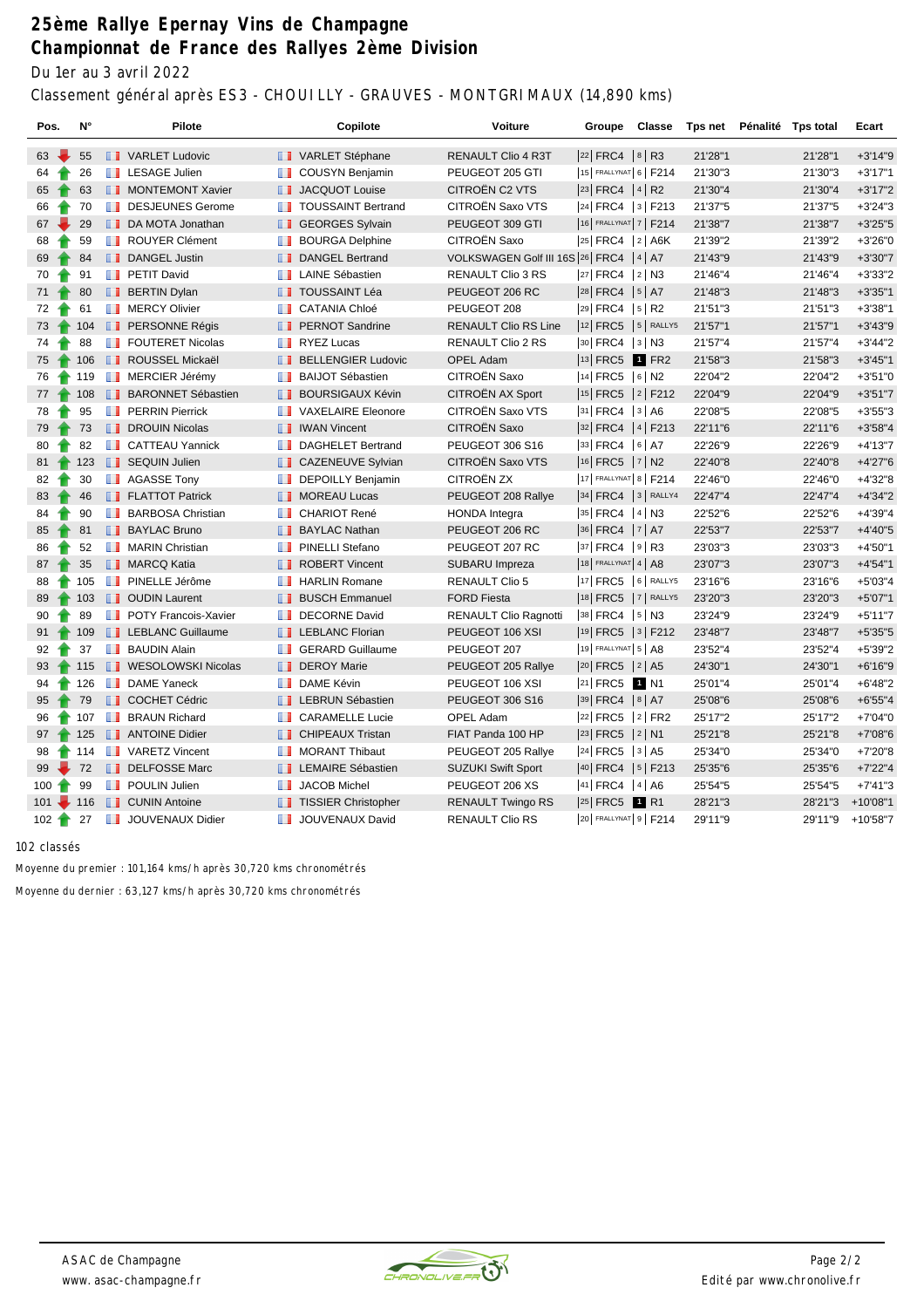# 25ème Rallye Epernay Vins de Champagne
# Championnat de France des Rallyes 2ème Division

Du 1er au 3 avril 2022

Classement général après ES3 - CHOUILLY - GRAUVES - MONTGRIMAUX (14,890 kms)

| Pos. | N° | Pilote | Copilote | Voiture | Groupe | Classe | Tps net | Pénalité | Tps total | Ecart |
|---|---|---|---|---|---|---|---|---|---|---|
| 63 | 55 | VARLET Ludovic | VARLET Stéphane | RENAULT Clio 4 R3T | 22 FRC4 | 8 R3 | 21'28"1 | | 21'28"1 | +3'14"9 |
| 64 | 26 | LESAGE Julien | COUSYN Benjamin | PEUGEOT 205 GTI | 15 FRALLYNAT | 6 F214 | 21'30"3 | | 21'30"3 | +3'17"1 |
| 65 | 63 | MONTEMONT Xavier | JACQUOT Louise | CITROËN C2 VTS | 23 FRC4 | 4 R2 | 21'30"4 | | 21'30"4 | +3'17"2 |
| 66 | 70 | DESJEUNES Gerome | TOUSSAINT Bertrand | CITROËN Saxo VTS | 24 FRC4 | 3 F213 | 21'37"5 | | 21'37"5 | +3'24"3 |
| 67 | 29 | DA MOTA Jonathan | GEORGES Sylvain | PEUGEOT 309 GTI | 16 FRALLYNAT | 7 F214 | 21'38"7 | | 21'38"7 | +3'25"5 |
| 68 | 59 | ROUYER Clément | BOURGA Delphine | CITROËN Saxo | 25 FRC4 | 2 A6K | 21'39"2 | | 21'39"2 | +3'26"0 |
| 69 | 84 | DANGEL Justin | DANGEL Bertrand | VOLKSWAGEN Golf III 16S | 26 FRC4 | 4 A7 | 21'43"9 | | 21'43"9 | +3'30"7 |
| 70 | 91 | PETIT David | LAINE Sébastien | RENAULT Clio 3 RS | 27 FRC4 | 2 N3 | 21'46"4 | | 21'46"4 | +3'33"2 |
| 71 | 80 | BERTIN Dylan | TOUSSAINT Léa | PEUGEOT 206 RC | 28 FRC4 | 5 A7 | 21'48"3 | | 21'48"3 | +3'35"1 |
| 72 | 61 | MERCY Olivier | CATANIA Chloé | PEUGEOT 208 | 29 FRC4 | 5 R2 | 21'51"3 | | 21'51"3 | +3'38"1 |
| 73 | 104 | PERSONNE Régis | PERNOT Sandrine | RENAULT Clio RS Line | 12 FRC5 | 5 RALLY5 | 21'57"1 | | 21'57"1 | +3'43"9 |
| 74 | 88 | FOUTERET Nicolas | RYEZ Lucas | RENAULT Clio 2 RS | 30 FRC4 | 3 N3 | 21'57"4 | | 21'57"4 | +3'44"2 |
| 75 | 106 | ROUSSEL Mickaël | BELLENGIER Ludovic | OPEL Adam | 13 FRC5 | 1 FR2 | 21'58"3 | | 21'58"3 | +3'45"1 |
| 76 | 119 | MERCIER Jérémy | BAIJOT Sébastien | CITROËN Saxo | 14 FRC5 | 6 N2 | 22'04"2 | | 22'04"2 | +3'51"0 |
| 77 | 108 | BARONNET Sébastien | BOURSIGAUX Kévin | CITROËN AX Sport | 15 FRC5 | 2 F212 | 22'04"9 | | 22'04"9 | +3'51"7 |
| 78 | 95 | PERRIN Pierrick | VAXELAIRE Eleonore | CITROËN Saxo VTS | 31 FRC4 | 3 A6 | 22'08"5 | | 22'08"5 | +3'55"3 |
| 79 | 73 | DROUIN Nicolas | IWAN Vincent | CITROËN Saxo | 32 FRC4 | 4 F213 | 22'11"6 | | 22'11"6 | +3'58"4 |
| 80 | 82 | CATTEAU Yannick | DAGHELET Bertrand | PEUGEOT 306 S16 | 33 FRC4 | 6 A7 | 22'26"9 | | 22'26"9 | +4'13"7 |
| 81 | 123 | SEQUIN Julien | CAZENEUVE Sylvian | CITROËN Saxo VTS | 16 FRC5 | 7 N2 | 22'40"8 | | 22'40"8 | +4'27"6 |
| 82 | 30 | AGASSE Tony | DEPOILLY Benjamin | CITROËN ZX | 17 FRALLYNAT | 8 F214 | 22'46"0 | | 22'46"0 | +4'32"8 |
| 83 | 46 | FLATTOT Patrick | MOREAU Lucas | PEUGEOT 208 Rallye | 34 FRC4 | 3 RALLY4 | 22'47"4 | | 22'47"4 | +4'34"2 |
| 84 | 90 | BARBOSA Christian | CHARIOT René | HONDA Integra | 35 FRC4 | 4 N3 | 22'52"6 | | 22'52"6 | +4'39"4 |
| 85 | 81 | BAYLAC Bruno | BAYLAC Nathan | PEUGEOT 206 RC | 36 FRC4 | 7 A7 | 22'53"7 | | 22'53"7 | +4'40"5 |
| 86 | 52 | MARIN Christian | PINELLI Stefano | PEUGEOT 207 RC | 37 FRC4 | 9 R3 | 23'03"3 | | 23'03"3 | +4'50"1 |
| 87 | 35 | MARCQ Katia | ROBERT Vincent | SUBARU Impreza | 18 FRALLYNAT | 4 A8 | 23'07"3 | | 23'07"3 | +4'54"1 |
| 88 | 105 | PINELLE Jérôme | HARLIN Romane | RENAULT Clio 5 | 17 FRC5 | 6 RALLY5 | 23'16"6 | | 23'16"6 | +5'03"4 |
| 89 | 103 | OUDIN Laurent | BUSCH Emmanuel | FORD Fiesta | 18 FRC5 | 7 RALLY5 | 23'20"3 | | 23'20"3 | +5'07"1 |
| 90 | 89 | POTY Francois-Xavier | DECORNE David | RENAULT Clio Ragnotti | 38 FRC4 | 5 N3 | 23'24"9 | | 23'24"9 | +5'11"7 |
| 91 | 109 | LEBLANC Guillaume | LEBLANC Florian | PEUGEOT 106 XSI | 19 FRC5 | 3 F212 | 23'48"7 | | 23'48"7 | +5'35"5 |
| 92 | 37 | BAUDIN Alain | GERARD Guillaume | PEUGEOT 207 | 19 FRALLYNAT | 5 A8 | 23'52"4 | | 23'52"4 | +5'39"2 |
| 93 | 115 | WESOLOWSKI Nicolas | DEROY Marie | PEUGEOT 205 Rallye | 20 FRC5 | 2 A5 | 24'30"1 | | 24'30"1 | +6'16"9 |
| 94 | 126 | DAME Yaneck | DAME Kévin | PEUGEOT 106 XSI | 21 FRC5 | 1 N1 | 25'01"4 | | 25'01"4 | +6'48"2 |
| 95 | 79 | COCHET Cédric | LEBRUN Sébastien | PEUGEOT 306 S16 | 39 FRC4 | 8 A7 | 25'08"6 | | 25'08"6 | +6'55"4 |
| 96 | 107 | BRAUN Richard | CARAMELLE Lucie | OPEL Adam | 22 FRC5 | 2 FR2 | 25'17"2 | | 25'17"2 | +7'04"0 |
| 97 | 125 | ANTOINE Didier | CHIPEAUX Tristan | FIAT Panda 100 HP | 23 FRC5 | 2 N1 | 25'21"8 | | 25'21"8 | +7'08"6 |
| 98 | 114 | VARETZ Vincent | MORANT Thibaut | PEUGEOT 205 Rallye | 24 FRC5 | 3 A5 | 25'34"0 | | 25'34"0 | +7'20"8 |
| 99 | 72 | DELFOSSE Marc | LEMAIRE Sébastien | SUZUKI Swift Sport | 40 FRC4 | 5 F213 | 25'35"6 | | 25'35"6 | +7'22"4 |
| 100 | 99 | POULIN Julien | JACOB Michel | PEUGEOT 206 XS | 41 FRC4 | 4 A6 | 25'54"5 | | 25'54"5 | +7'41"3 |
| 101 | 116 | CUNIN Antoine | TISSIER Christopher | RENAULT Twingo RS | 25 FRC5 | 1 R1 | 28'21"3 | | 28'21"3 | +10'08"1 |
| 102 | 27 | JOUVENAUX Didier | JOUVENAUX David | RENAULT Clio RS | 20 FRALLYNAT | 9 F214 | 29'11"9 | | 29'11"9 | +10'58"7 |

102 classés

Moyenne du premier : 101,164 kms/h après 30,720 kms chronométrés

Moyenne du dernier : 63,127 kms/h après 30,720 kms chronométrés

ASAC de Champagne
www.asac-champagne.fr

Edité par www.chronolive.fr